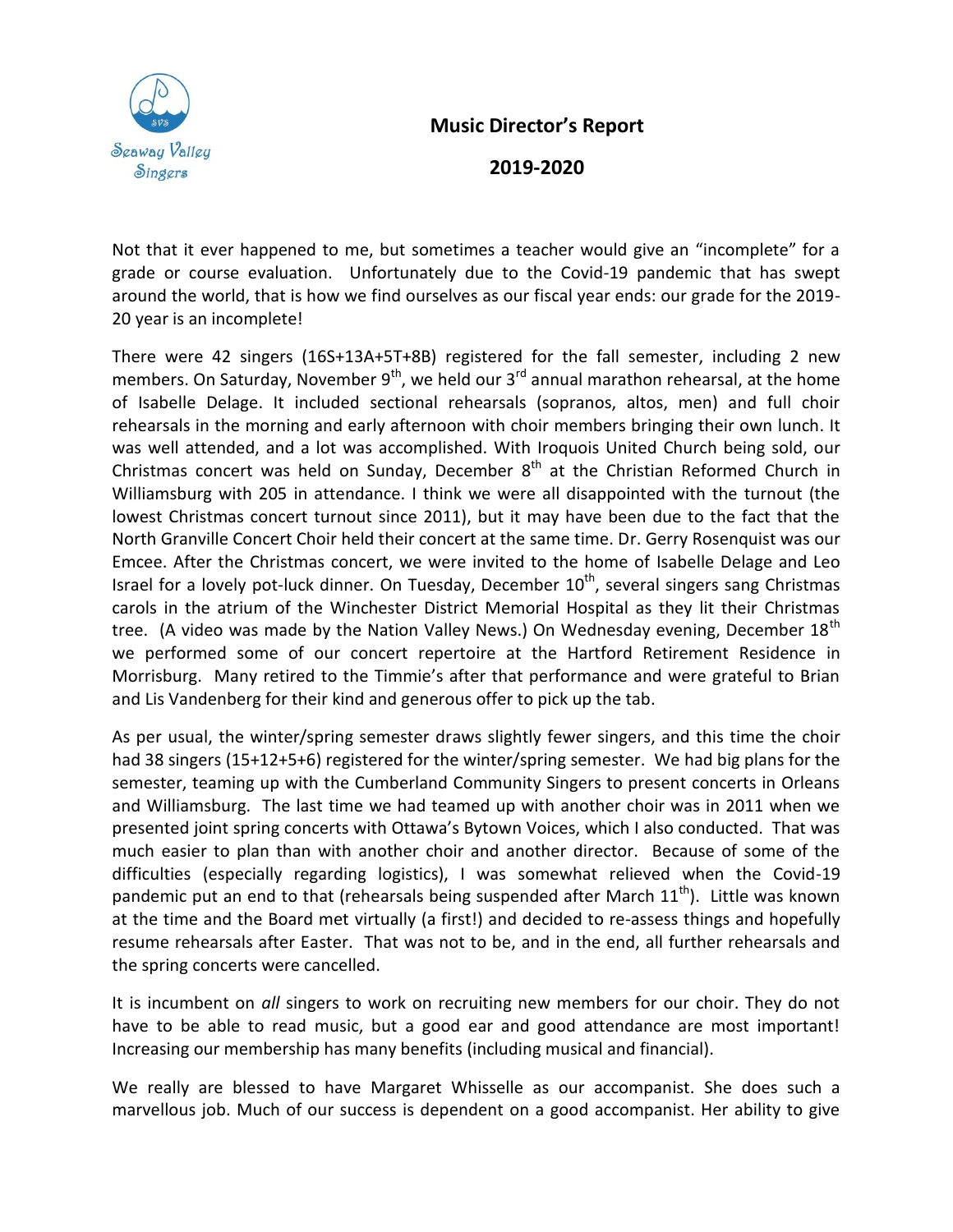# Music Director's Report

## 2019-2020

Not that it ever happened to me, but sometimes a teacher would give an "incomplete" for a grade or course evaluation. Unfortunately due to the Covid-19 pandemic that has swept around the world, that is how we find ourselves as our fiscal year ends: our grade for the 2019-20 year is an incomplete!

There were 42 singers (16S+13A+5T+8B) registered for the fall semester, including 2 new members. On Saturday, November 9th, we held our 3rd annual marathon rehearsal, at the home of Isabelle Delage. It included sectional rehearsals (sopranos, altos, men) and full choir rehearsals in the morning and early afternoon with choir members bringing their own lunch. It was well attended, and a lot was accomplished. With Iroquois United Church being sold, our Christmas concert was held on Sunday, December 8th at the Christian Reformed Church in Williamsburg with 205 in attendance. I think we were all disappointed with the turnout (the lowest Christmas concert turnout since 2011), but it may have been due to the fact that the North Granville Concert Choir held their concert at the same time. Dr. Gerry Rosenquist was our Emcee. After the Christmas concert, we were invited to the home of Isabelle Delage and Leo Israel for a lovely pot-luck dinner. On Tuesday, December 10th, several singers sang Christmas carols in the atrium of the Winchester District Memorial Hospital as they lit their Christmas tree. (A video was made by the Nation Valley News.) On Wednesday evening, December 18th we performed some of our concert repertoire at the Hartford Retirement Residence in Morrisburg. Many retired to the Timmie's after that performance and were grateful to Brian and Lis Vandenberg for their kind and generous offer to pick up the tab.

As per usual, the winter/spring semester draws slightly fewer singers, and this time the choir had 38 singers (15+12+5+6) registered for the winter/spring semester. We had big plans for the semester, teaming up with the Cumberland Community Singers to present concerts in Orleans and Williamsburg. The last time we had teamed up with another choir was in 2011 when we presented joint spring concerts with Ottawa's Bytown Voices, which I also conducted. That was much easier to plan than with another choir and another director. Because of some of the difficulties (especially regarding logistics), I was somewhat relieved when the Covid-19 pandemic put an end to that (rehearsals being suspended after March 11th). Little was known at the time and the Board met virtually (a first!) and decided to re-assess things and hopefully resume rehearsals after Easter. That was not to be, and in the end, all further rehearsals and the spring concerts were cancelled.

It is incumbent on *all* singers to work on recruiting new members for our choir. They do not have to be able to read music, but a good ear and good attendance are most important! Increasing our membership has many benefits (including musical and financial).

We really are blessed to have Margaret Whisselle as our accompanist. She does such a marvellous job. Much of our success is dependent on a good accompanist. Her ability to give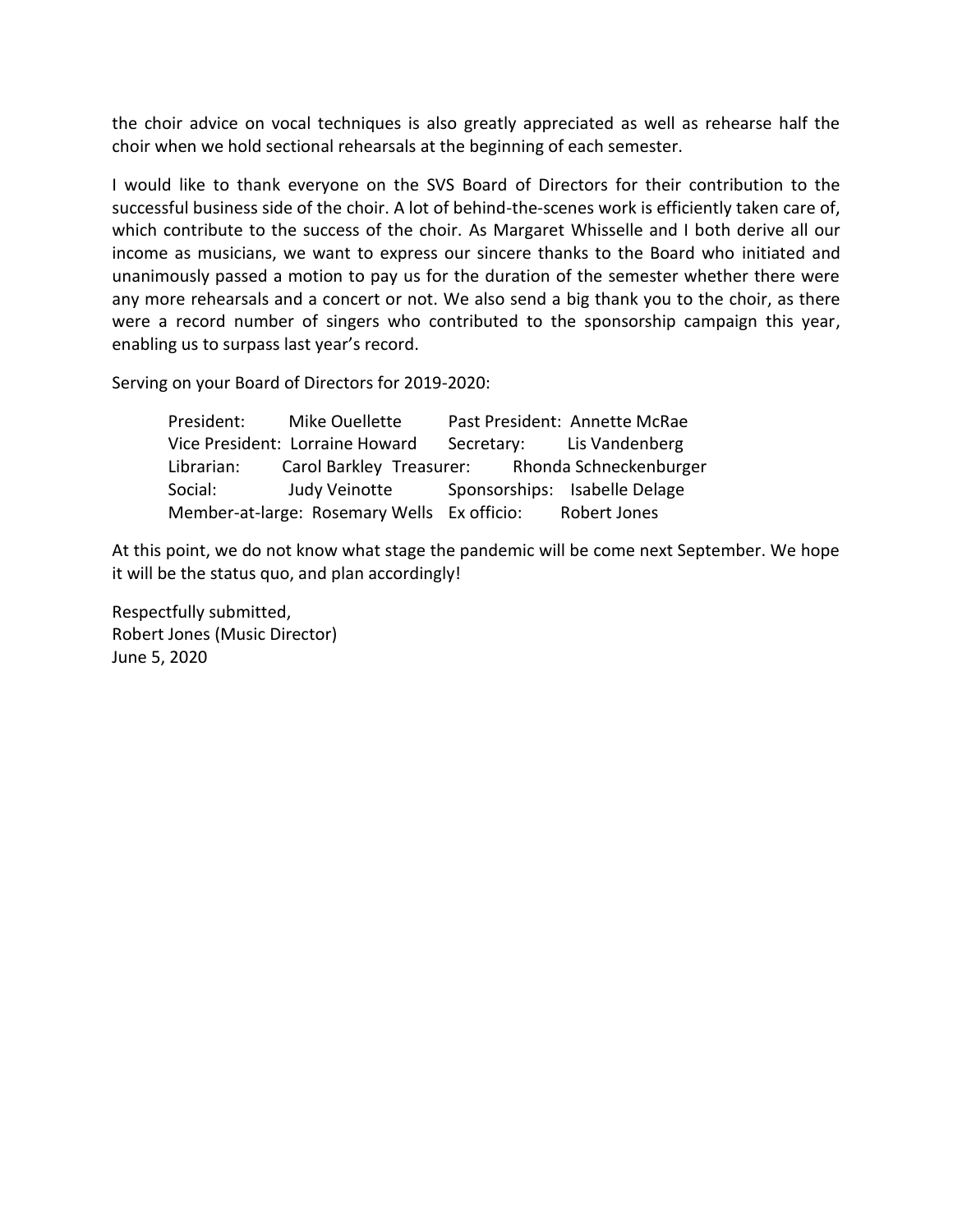the choir advice on vocal techniques is also greatly appreciated as well as rehearse half the choir when we hold sectional rehearsals at the beginning of each semester.

I would like to thank everyone on the SVS Board of Directors for their contribution to the successful business side of the choir. A lot of behind-the-scenes work is efficiently taken care of, which contribute to the success of the choir. As Margaret Whisselle and I both derive all our income as musicians, we want to express our sincere thanks to the Board who initiated and unanimously passed a motion to pay us for the duration of the semester whether there were any more rehearsals and a concert or not. We also send a big thank you to the choir, as there were a record number of singers who contributed to the sponsorship campaign this year, enabling us to surpass last year's record.

Serving on your Board of Directors for 2019-2020:

| | | | |
|---|---|---|---|
| President: | Mike Ouellette | Past President: | Annette McRae |
| Vice President: | Lorraine Howard | Secretary: | Lis Vandenberg |
| Librarian: | Carol Barkley | Treasurer: | Rhonda Schneckenburger |
| Social: | Judy Veinotte | Sponsorships: | Isabelle Delage |
| Member-at-large: | Rosemary Wells | Ex officio: | Robert Jones |

At this point, we do not know what stage the pandemic will be come next September. We hope it will be the status quo, and plan accordingly!

Respectfully submitted,
Robert Jones (Music Director)
June 5, 2020